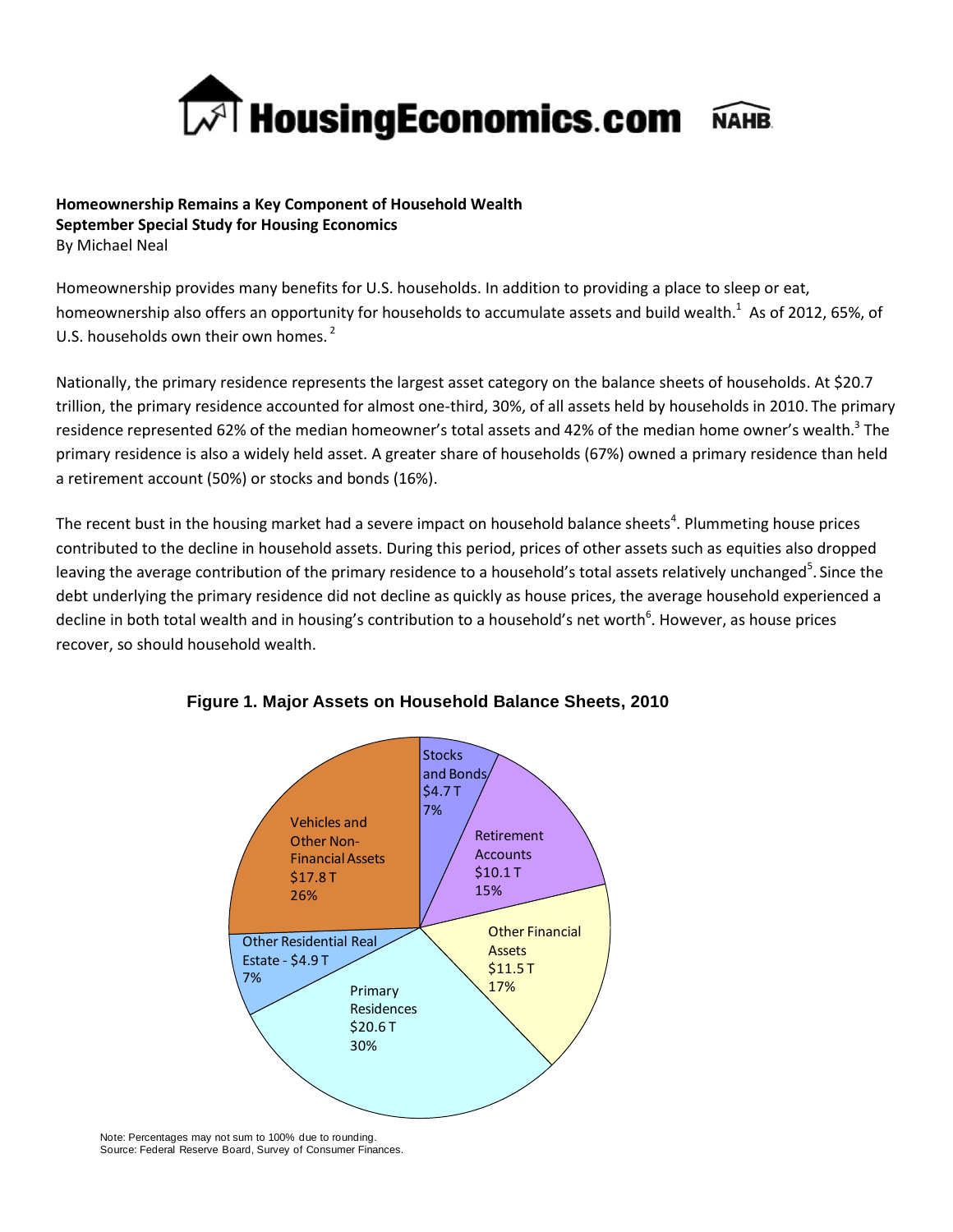**Homeownership Remains a Key Component of Household Wealth**
**September Special Study for Housing Economics**
By Michael Neal

Homeownership provides many benefits for U.S. households. In addition to providing a place to sleep or eat, homeownership also offers an opportunity for households to accumulate assets and build wealth.[1] As of 2012, 65%, of U.S. households own their own homes.[2]

Nationally, the primary residence represents the largest asset category on the balance sheets of households. At $20.7 trillion, the primary residence accounted for almost one-third, 30%, of all assets held by households in 2010. The primary residence represented 62% of the median homeowner's total assets and 42% of the median home owner's wealth.[3] The primary residence is also a widely held asset. A greater share of households (67%) owned a primary residence than held a retirement account (50%) or stocks and bonds (16%).

The recent bust in the housing market had a severe impact on household balance sheets[4]. Plummeting house prices contributed to the decline in household assets. During this period, prices of other assets such as equities also dropped leaving the average contribution of the primary residence to a household's total assets relatively unchanged[5]. Since the debt underlying the primary residence did not decline as quickly as house prices, the average household experienced a decline in both total wealth and in housing's contribution to a household's net worth[6]. However, as house prices recover, so should household wealth.

**Figure 1. Major Assets on Household Balance Sheets, 2010**

| Asset | Value | Share |
|---|---|---|
| Stocks and Bonds | $4.7 T | 7% |
| Retirement Accounts | $10.1 T | 15% |
| Other Financial Assets | $11.5 T | 17% |
| Primary Residences | $20.6 T | 30% |
| Other Residential Real Estate | $4.9 T | 7% |
| Vehicles and Other Non-Financial Assets | $17.8 T | 26% |

Note: Percentages may not sum to 100% due to rounding.
Source: Federal Reserve Board, Survey of Consumer Finances.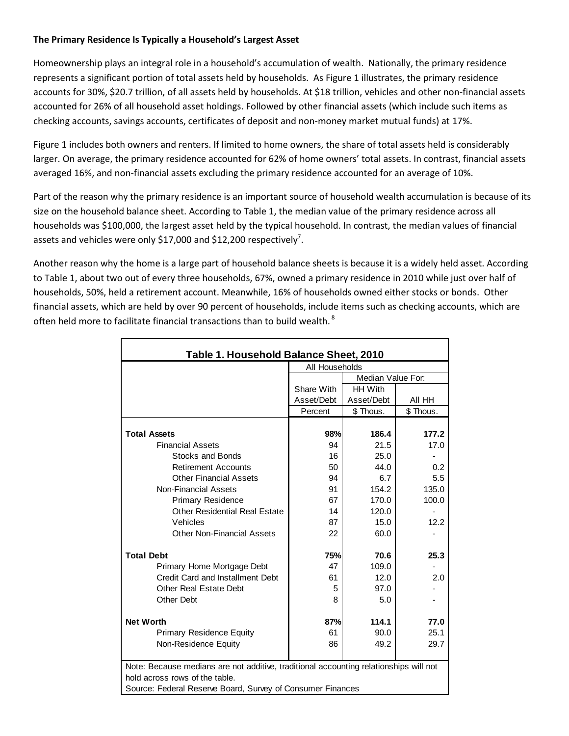**The Primary Residence Is Typically a Household's Largest Asset**

Homeownership plays an integral role in a household's accumulation of wealth. Nationally, the primary residence represents a significant portion of total assets held by households. As Figure 1 illustrates, the primary residence accounts for 30%, $20.7 trillion, of all assets held by households. At $18 trillion, vehicles and other non-financial assets accounted for 26% of all household asset holdings. Followed by other financial assets (which include such items as checking accounts, savings accounts, certificates of deposit and non-money market mutual funds) at 17%.

Figure 1 includes both owners and renters. If limited to home owners, the share of total assets held is considerably larger. On average, the primary residence accounted for 62% of home owners' total assets. In contrast, financial assets averaged 16%, and non-financial assets excluding the primary residence accounted for an average of 10%.

Part of the reason why the primary residence is an important source of household wealth accumulation is because of its size on the household balance sheet. According to Table 1, the median value of the primary residence across all households was $100,000, the largest asset held by the typical household. In contrast, the median values of financial assets and vehicles were only $17,000 and $12,200 respectively[7].

Another reason why the home is a large part of household balance sheets is because it is a widely held asset. According to Table 1, about two out of every three households, 67%, owned a primary residence in 2010 while just over half of households, 50%, held a retirement account. Meanwhile, 16% of households owned either stocks or bonds. Other financial assets, which are held by over 90 percent of households, include items such as checking accounts, which are often held more to facilitate financial transactions than to build wealth.[8]

**Table 1. Household Balance Sheet, 2010**

| | All Households | | |
|---|---|---|---|
| | | Median Value For: | |
| | Share With Asset/Debt | HH With Asset/Debt | All HH |
| | Percent | $ Thous. | $ Thous. |
| **Total Assets** | **98%** | **186.4** | **177.2** |
| Financial Assets | 94 | 21.5 | 17.0 |
| Stocks and Bonds | 16 | 25.0 | - |
| Retirement Accounts | 50 | 44.0 | 0.2 |
| Other Financial Assets | 94 | 6.7 | 5.5 |
| Non-Financial Assets | 91 | 154.2 | 135.0 |
| Primary Residence | 67 | 170.0 | 100.0 |
| Other Residential Real Estate | 14 | 120.0 | - |
| Vehicles | 87 | 15.0 | 12.2 |
| Other Non-Financial Assets | 22 | 60.0 | - |
| **Total Debt** | **75%** | **70.6** | **25.3** |
| Primary Home Mortgage Debt | 47 | 109.0 | - |
| Credit Card and Installment Debt | 61 | 12.0 | 2.0 |
| Other Real Estate Debt | 5 | 97.0 | - |
| Other Debt | 8 | 5.0 | - |
| **Net Worth** | **87%** | **114.1** | **77.0** |
| Primary Residence Equity | 61 | 90.0 | 25.1 |
| Non-Residence Equity | 86 | 49.2 | 29.7 |

Note: Because medians are not additive, traditional accounting relationships will not hold across rows of the table.
Source: Federal Reserve Board, Survey of Consumer Finances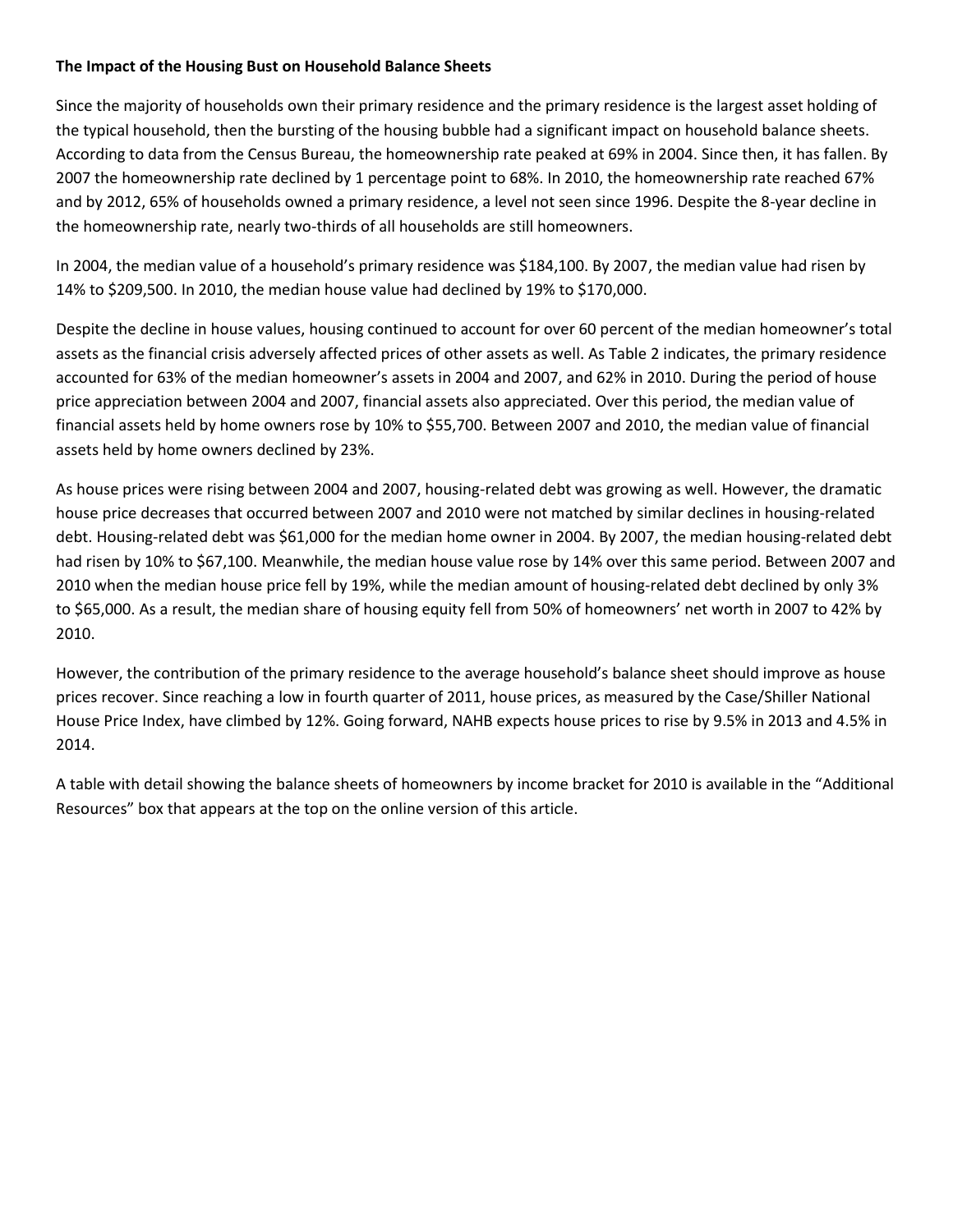**The Impact of the Housing Bust on Household Balance Sheets**

Since the majority of households own their primary residence and the primary residence is the largest asset holding of the typical household, then the bursting of the housing bubble had a significant impact on household balance sheets. According to data from the Census Bureau, the homeownership rate peaked at 69% in 2004. Since then, it has fallen. By 2007 the homeownership rate declined by 1 percentage point to 68%. In 2010, the homeownership rate reached 67% and by 2012, 65% of households owned a primary residence, a level not seen since 1996. Despite the 8-year decline in the homeownership rate, nearly two-thirds of all households are still homeowners.

In 2004, the median value of a household's primary residence was $184,100. By 2007, the median value had risen by 14% to $209,500. In 2010, the median house value had declined by 19% to $170,000.

Despite the decline in house values, housing continued to account for over 60 percent of the median homeowner's total assets as the financial crisis adversely affected prices of other assets as well. As Table 2 indicates, the primary residence accounted for 63% of the median homeowner's assets in 2004 and 2007, and 62% in 2010. During the period of house price appreciation between 2004 and 2007, financial assets also appreciated. Over this period, the median value of financial assets held by home owners rose by 10% to $55,700. Between 2007 and 2010, the median value of financial assets held by home owners declined by 23%.

As house prices were rising between 2004 and 2007, housing-related debt was growing as well. However, the dramatic house price decreases that occurred between 2007 and 2010 were not matched by similar declines in housing-related debt. Housing-related debt was $61,000 for the median home owner in 2004. By 2007, the median housing-related debt had risen by 10% to $67,100. Meanwhile, the median house value rose by 14% over this same period. Between 2007 and 2010 when the median house price fell by 19%, while the median amount of housing-related debt declined by only 3% to $65,000. As a result, the median share of housing equity fell from 50% of homeowners' net worth in 2007 to 42% by 2010.

However, the contribution of the primary residence to the average household's balance sheet should improve as house prices recover. Since reaching a low in fourth quarter of 2011, house prices, as measured by the Case/Shiller National House Price Index, have climbed by 12%. Going forward, NAHB expects house prices to rise by 9.5% in 2013 and 4.5% in 2014.

A table with detail showing the balance sheets of homeowners by income bracket for 2010 is available in the "Additional Resources" box that appears at the top on the online version of this article.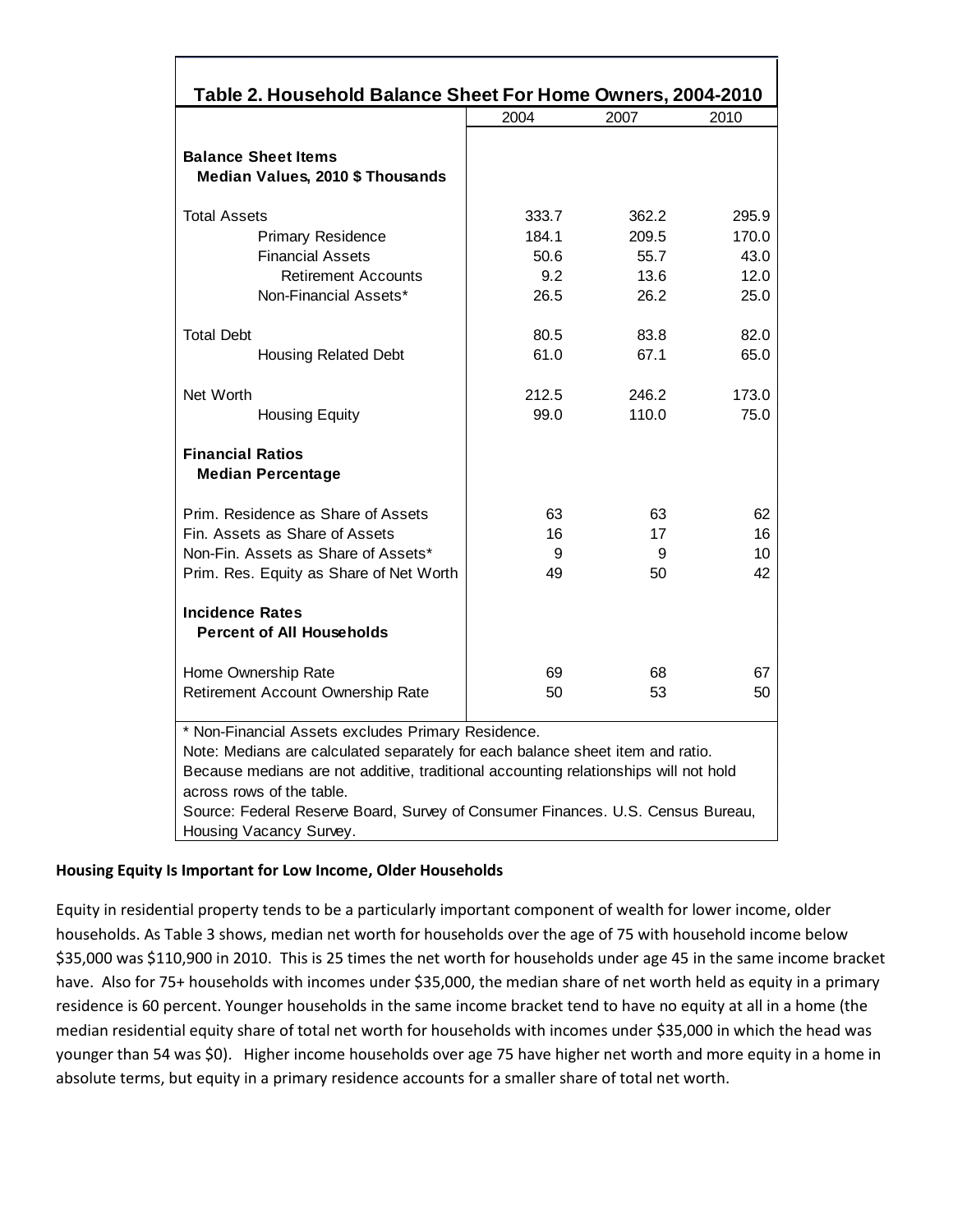**Table 2. Household Balance Sheet For Home Owners, 2004-2010**

| | 2004 | 2007 | 2010 |
|---|---|---|---|
| **Balance Sheet Items** | | | |
| **Median Values, 2010 $ Thousands** | | | |
| Total Assets | 333.7 | 362.2 | 295.9 |
| Primary Residence | 184.1 | 209.5 | 170.0 |
| Financial Assets | 50.6 | 55.7 | 43.0 |
| Retirement Accounts | 9.2 | 13.6 | 12.0 |
| Non-Financial Assets* | 26.5 | 26.2 | 25.0 |
| Total Debt | 80.5 | 83.8 | 82.0 |
| Housing Related Debt | 61.0 | 67.1 | 65.0 |
| Net Worth | 212.5 | 246.2 | 173.0 |
| Housing Equity | 99.0 | 110.0 | 75.0 |
| **Financial Ratios** | | | |
| **Median Percentage** | | | |
| Prim. Residence as Share of Assets | 63 | 63 | 62 |
| Fin. Assets as Share of Assets | 16 | 17 | 16 |
| Non-Fin. Assets as Share of Assets* | 9 | 9 | 10 |
| Prim. Res. Equity as Share of Net Worth | 49 | 50 | 42 |
| **Incidence Rates** | | | |
| **Percent of All Households** | | | |
| Home Ownership Rate | 69 | 68 | 67 |
| Retirement Account Ownership Rate | 50 | 53 | 50 |

\* Non-Financial Assets excludes Primary Residence.
Note: Medians are calculated separately for each balance sheet item and ratio. Because medians are not additive, traditional accounting relationships will not hold across rows of the table.
Source: Federal Reserve Board, Survey of Consumer Finances. U.S. Census Bureau, Housing Vacancy Survey.

**Housing Equity Is Important for Low Income, Older Households**

Equity in residential property tends to be a particularly important component of wealth for lower income, older households. As Table 3 shows, median net worth for households over the age of 75 with household income below $35,000 was $110,900 in 2010. This is 25 times the net worth for households under age 45 in the same income bracket have. Also for 75+ households with incomes under $35,000, the median share of net worth held as equity in a primary residence is 60 percent. Younger households in the same income bracket tend to have no equity at all in a home (the median residential equity share of total net worth for households with incomes under $35,000 in which the head was younger than 54 was $0). Higher income households over age 75 have higher net worth and more equity in a home in absolute terms, but equity in a primary residence accounts for a smaller share of total net worth.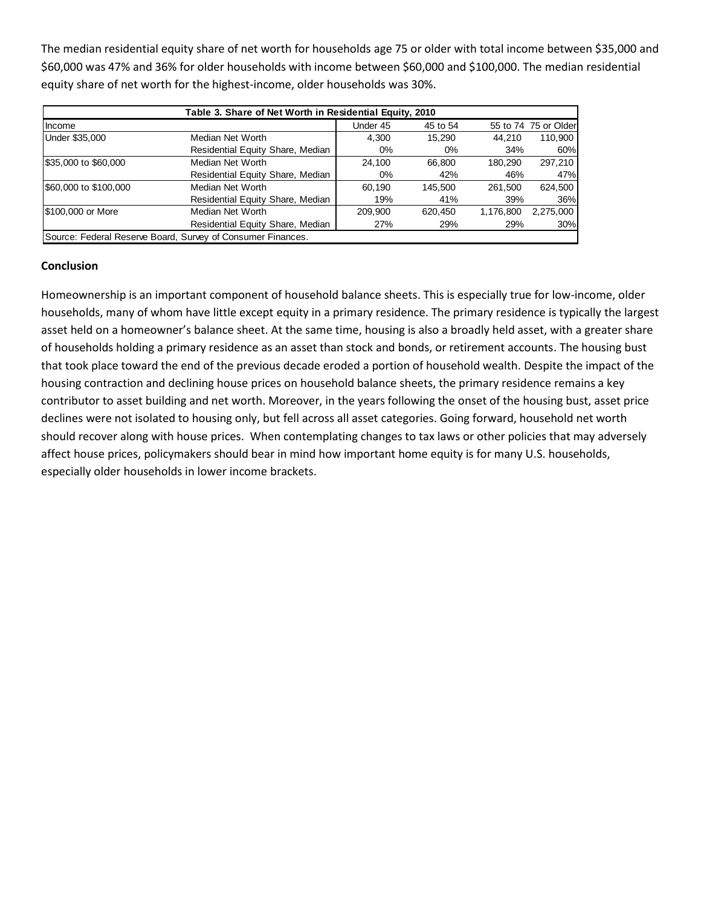The median residential equity share of net worth for households age 75 or older with total income between $35,000 and $60,000 was 47% and 36% for older households with income between $60,000 and $100,000. The median residential equity share of net worth for the highest-income, older households was 30%.

**Table 3. Share of Net Worth in Residential Equity, 2010**

| Income | | Under 45 | 45 to 54 | 55 to 74 | 75 or Older |
|---|---|---|---|---|---|
| Under $35,000 | Median Net Worth | 4,300 | 15,290 | 44,210 | 110,900 |
| | Residential Equity Share, Median | 0% | 0% | 34% | 60% |
| $35,000 to $60,000 | Median Net Worth | 24,100 | 66,800 | 180,290 | 297,210 |
| | Residential Equity Share, Median | 0% | 42% | 46% | 47% |
| $60,000 to $100,000 | Median Net Worth | 60,190 | 145,500 | 261,500 | 624,500 |
| | Residential Equity Share, Median | 19% | 41% | 39% | 36% |
| $100,000 or More | Median Net Worth | 209,900 | 620,450 | 1,176,800 | 2,275,000 |
| | Residential Equity Share, Median | 27% | 29% | 29% | 30% |

Source: Federal Reserve Board, Survey of Consumer Finances.

## Conclusion

Homeownership is an important component of household balance sheets. This is especially true for low-income, older households, many of whom have little except equity in a primary residence. The primary residence is typically the largest asset held on a homeowner's balance sheet. At the same time, housing is also a broadly held asset, with a greater share of households holding a primary residence as an asset than stock and bonds, or retirement accounts. The housing bust that took place toward the end of the previous decade eroded a portion of household wealth. Despite the impact of the housing contraction and declining house prices on household balance sheets, the primary residence remains a key contributor to asset building and net worth. Moreover, in the years following the onset of the housing bust, asset price declines were not isolated to housing only, but fell across all asset categories. Going forward, household net worth should recover along with house prices. When contemplating changes to tax laws or other policies that may adversely affect house prices, policymakers should bear in mind how important home equity is for many U.S. households, especially older households in lower income brackets.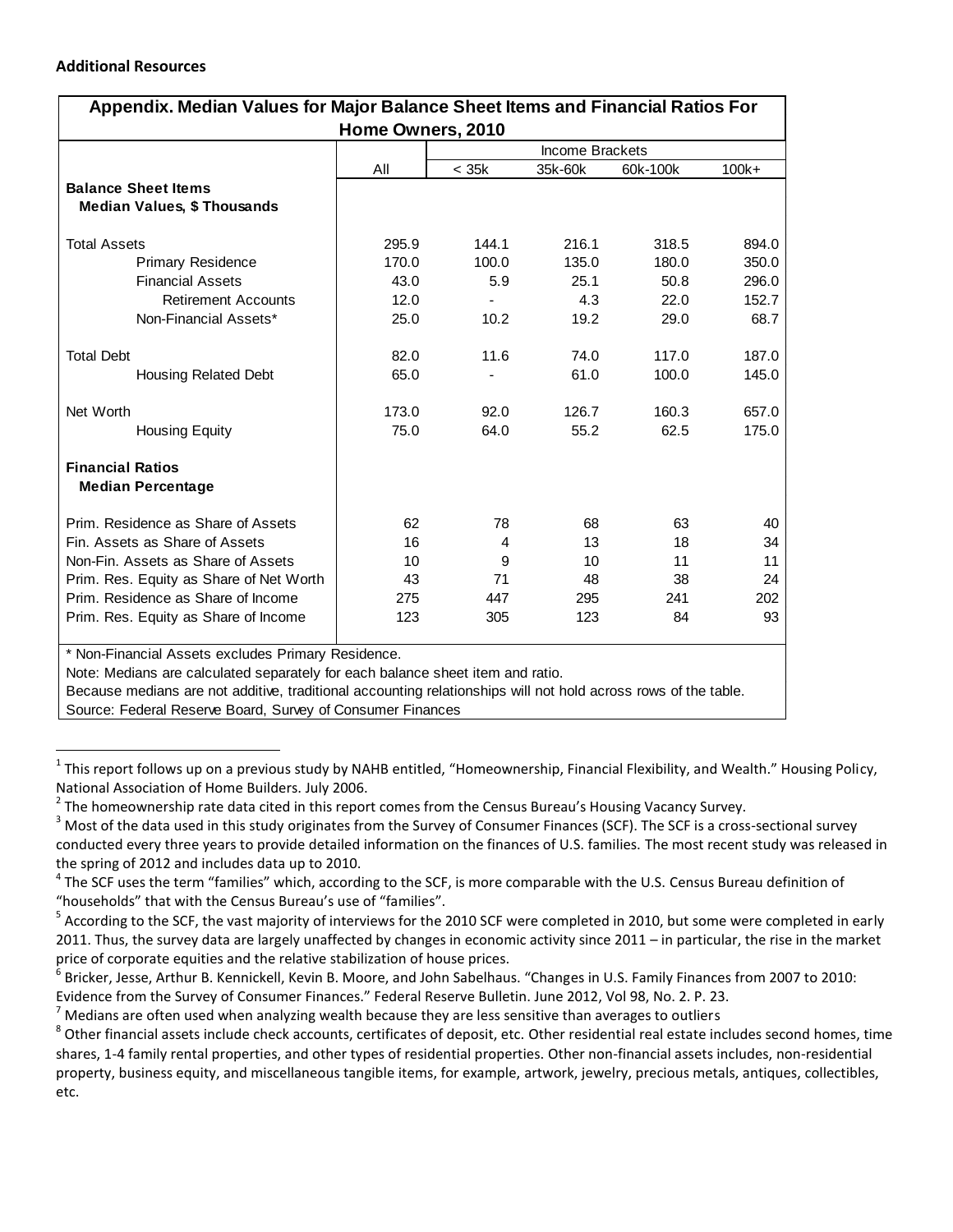**Additional Resources**

**Appendix. Median Values for Major Balance Sheet Items and Financial Ratios For Home Owners, 2010**

| | All | Income Brackets | | | |
|---|---|---|---|---|---|
| | | < 35k | 35k-60k | 60k-100k | 100k+ |
| **Balance Sheet Items** | | | | | |
| **Median Values, $ Thousands** | | | | | |
| Total Assets | 295.9 | 144.1 | 216.1 | 318.5 | 894.0 |
| Primary Residence | 170.0 | 100.0 | 135.0 | 180.0 | 350.0 |
| Financial Assets | 43.0 | 5.9 | 25.1 | 50.8 | 296.0 |
| Retirement Accounts | 12.0 | - | 4.3 | 22.0 | 152.7 |
| Non-Financial Assets* | 25.0 | 10.2 | 19.2 | 29.0 | 68.7 |
| Total Debt | 82.0 | 11.6 | 74.0 | 117.0 | 187.0 |
| Housing Related Debt | 65.0 | - | 61.0 | 100.0 | 145.0 |
| Net Worth | 173.0 | 92.0 | 126.7 | 160.3 | 657.0 |
| Housing Equity | 75.0 | 64.0 | 55.2 | 62.5 | 175.0 |
| **Financial Ratios** | | | | | |
| **Median Percentage** | | | | | |
| Prim. Residence as Share of Assets | 62 | 78 | 68 | 63 | 40 |
| Fin. Assets as Share of Assets | 16 | 4 | 13 | 18 | 34 |
| Non-Fin. Assets as Share of Assets | 10 | 9 | 10 | 11 | 11 |
| Prim. Res. Equity as Share of Net Worth | 43 | 71 | 48 | 38 | 24 |
| Prim. Residence as Share of Income | 275 | 447 | 295 | 241 | 202 |
| Prim. Res. Equity as Share of Income | 123 | 305 | 123 | 84 | 93 |

* Non-Financial Assets excludes Primary Residence.
Note: Medians are calculated separately for each balance sheet item and ratio.
Because medians are not additive, traditional accounting relationships will not hold across rows of the table.
Source: Federal Reserve Board, Survey of Consumer Finances

---

[1] This report follows up on a previous study by NAHB entitled, "Homeownership, Financial Flexibility, and Wealth." Housing Policy, National Association of Home Builders. July 2006.

[2] The homeownership rate data cited in this report comes from the Census Bureau's Housing Vacancy Survey.

[3] Most of the data used in this study originates from the Survey of Consumer Finances (SCF). The SCF is a cross-sectional survey conducted every three years to provide detailed information on the finances of U.S. families. The most recent study was released in the spring of 2012 and includes data up to 2010.

[4] The SCF uses the term "families" which, according to the SCF, is more comparable with the U.S. Census Bureau definition of "households" that with the Census Bureau's use of "families".

[5] According to the SCF, the vast majority of interviews for the 2010 SCF were completed in 2010, but some were completed in early 2011. Thus, the survey data are largely unaffected by changes in economic activity since 2011 – in particular, the rise in the market price of corporate equities and the relative stabilization of house prices.

[6] Bricker, Jesse, Arthur B. Kennickell, Kevin B. Moore, and John Sabelhaus. "Changes in U.S. Family Finances from 2007 to 2010: Evidence from the Survey of Consumer Finances." Federal Reserve Bulletin. June 2012, Vol 98, No. 2. P. 23.

[7] Medians are often used when analyzing wealth because they are less sensitive than averages to outliers

[8] Other financial assets include check accounts, certificates of deposit, etc. Other residential real estate includes second homes, time shares, 1-4 family rental properties, and other types of residential properties. Other non-financial assets includes, non-residential property, business equity, and miscellaneous tangible items, for example, artwork, jewelry, precious metals, antiques, collectibles, etc.